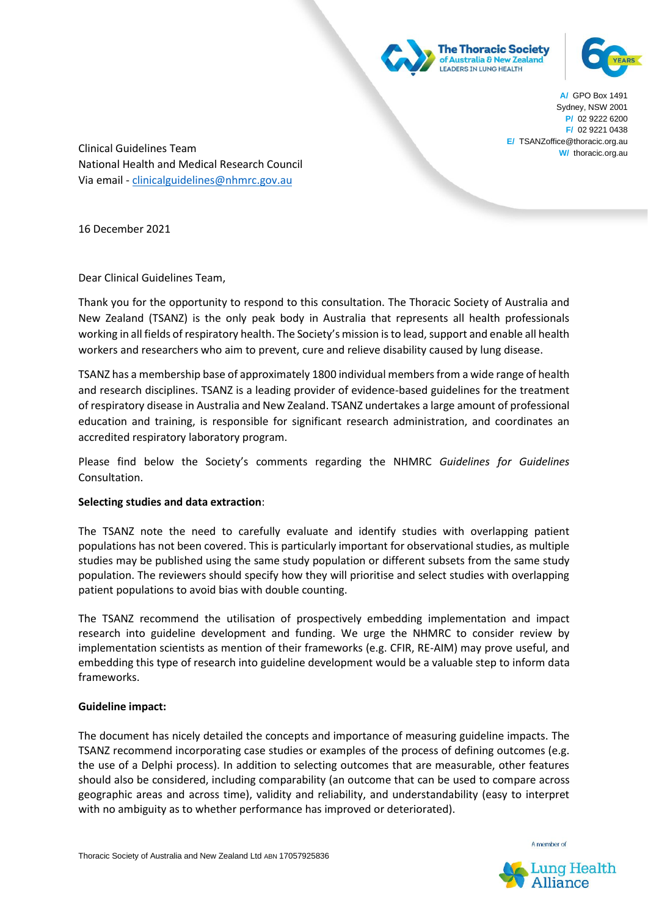A/ GPO Box 1491
Sydney, NSW 2001
P/ 02 9222 6200
F/ 02 9221 0438
E/ TSANZoffice@thoracic.org.au
W/ thoracic.org.au

Clinical Guidelines Team
National Health and Medical Research Council
Via email - clinicalguidelines@nhmrc.gov.au

16 December 2021

Dear Clinical Guidelines Team,

Thank you for the opportunity to respond to this consultation. The Thoracic Society of Australia and New Zealand (TSANZ) is the only peak body in Australia that represents all health professionals working in all fields of respiratory health. The Society's mission is to lead, support and enable all health workers and researchers who aim to prevent, cure and relieve disability caused by lung disease.

TSANZ has a membership base of approximately 1800 individual members from a wide range of health and research disciplines. TSANZ is a leading provider of evidence-based guidelines for the treatment of respiratory disease in Australia and New Zealand. TSANZ undertakes a large amount of professional education and training, is responsible for significant research administration, and coordinates an accredited respiratory laboratory program.

Please find below the Society's comments regarding the NHMRC *Guidelines for Guidelines* Consultation.

**Selecting studies and data extraction**:

The TSANZ note the need to carefully evaluate and identify studies with overlapping patient populations has not been covered. This is particularly important for observational studies, as multiple studies may be published using the same study population or different subsets from the same study population. The reviewers should specify how they will prioritise and select studies with overlapping patient populations to avoid bias with double counting.

The TSANZ recommend the utilisation of prospectively embedding implementation and impact research into guideline development and funding. We urge the NHMRC to consider review by implementation scientists as mention of their frameworks (e.g. CFIR, RE-AIM) may prove useful, and embedding this type of research into guideline development would be a valuable step to inform data frameworks.

**Guideline impact:**

The document has nicely detailed the concepts and importance of measuring guideline impacts. The TSANZ recommend incorporating case studies or examples of the process of defining outcomes (e.g. the use of a Delphi process). In addition to selecting outcomes that are measurable, other features should also be considered, including comparability (an outcome that can be used to compare across geographic areas and across time), validity and reliability, and understandability (easy to interpret with no ambiguity as to whether performance has improved or deteriorated).

Thoracic Society of Australia and New Zealand Ltd ABN 17057925836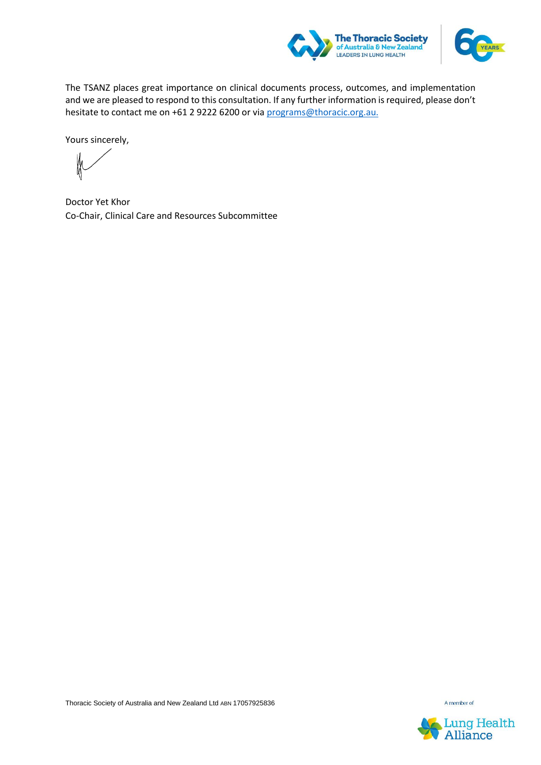The TSANZ places great importance on clinical documents process, outcomes, and implementation and we are pleased to respond to this consultation. If any further information is required, please don't hesitate to contact me on +61 2 9222 6200 or via [programs@thoracic.org.au.](mailto:programs@thoracic.org.au)

Yours sincerely,

Doctor Yet Khor
Co-Chair, Clinical Care and Resources Subcommittee